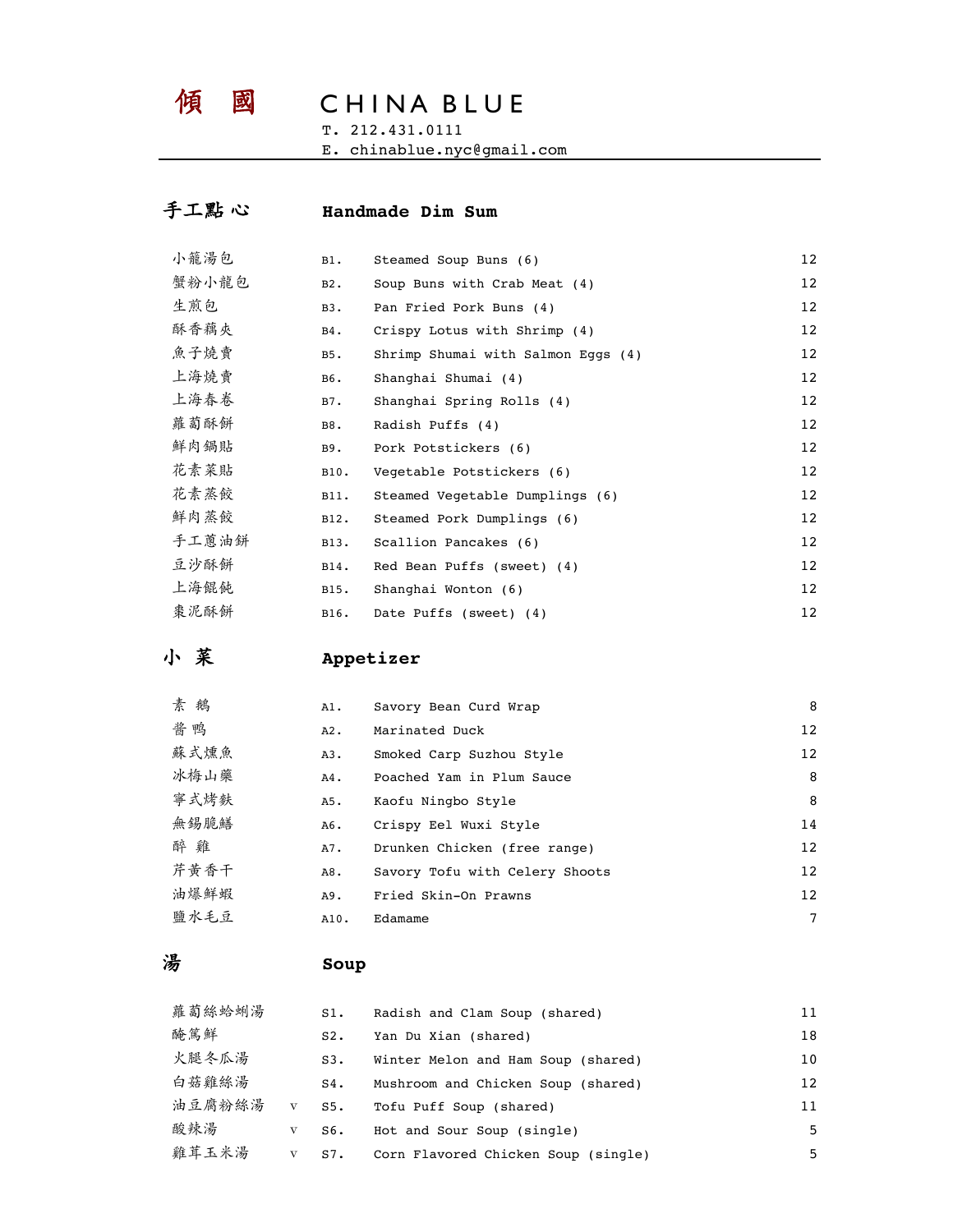# 傾 國 CHINA BLUE

T. 212.431.0111
E. chinablue.nyc@gmail.com

## 手工點心 Handmade Dim Sum

| | | | |
|---|---|---|---|
| 小籠湯包 | B1. | Steamed Soup Buns (6) | 12 |
| 蟹粉小龍包 | B2. | Soup Buns with Crab Meat (4) | 12 |
| 生煎包 | B3. | Pan Fried Pork Buns (4) | 12 |
| 酥香藕夾 | B4. | Crispy Lotus with Shrimp (4) | 12 |
| 魚子燒賣 | B5. | Shrimp Shumai with Salmon Eggs (4) | 12 |
| 上海燒賣 | B6. | Shanghai Shumai (4) | 12 |
| 上海春卷 | B7. | Shanghai Spring Rolls (4) | 12 |
| 蘿蔔酥餅 | B8. | Radish Puffs (4) | 12 |
| 鮮肉鍋貼 | B9. | Pork Potstickers (6) | 12 |
| 花素菜貼 | B10. | Vegetable Potstickers (6) | 12 |
| 花素蒸餃 | B11. | Steamed Vegetable Dumplings (6) | 12 |
| 鮮肉蒸餃 | B12. | Steamed Pork Dumplings (6) | 12 |
| 手工蔥油餅 | B13. | Scallion Pancakes (6) | 12 |
| 豆沙酥餅 | B14. | Red Bean Puffs (sweet) (4) | 12 |
| 上海餛飩 | B15. | Shanghai Wonton (6) | 12 |
| 棗泥酥餅 | B16. | Date Puffs (sweet) (4) | 12 |

## 小 菜 Appetizer

| | | | |
|---|---|---|---|
| 素 鵝 | A1. | Savory Bean Curd Wrap | 8 |
| 醬 鴨 | A2. | Marinated Duck | 12 |
| 蘇式燻魚 | A3. | Smoked Carp Suzhou Style | 12 |
| 冰梅山藥 | A4. | Poached Yam in Plum Sauce | 8 |
| 寧式烤麩 | A5. | Kaofu Ningbo Style | 8 |
| 無錫脆鱔 | A6. | Crispy Eel Wuxi Style | 14 |
| 醉 雞 | A7. | Drunken Chicken (free range) | 12 |
| 芹黄香干 | A8. | Savory Tofu with Celery Shoots | 12 |
| 油爆鮮蝦 | A9. | Fried Skin-On Prawns | 12 |
| 鹽水毛豆 | A10. | Edamame | 7 |

## 湯 Soup

| | | | | |
|---|---|---|---|---|
| 蘿蔔絲蛤蜊湯 | | S1. | Radish and Clam Soup (shared) | 11 |
| 醃篤鮮 | | S2. | Yan Du Xian (shared) | 18 |
| 火腿冬瓜湯 | | S3. | Winter Melon and Ham Soup (shared) | 10 |
| 白菇雞絲湯 | | S4. | Mushroom and Chicken Soup (shared) | 12 |
| 油豆腐粉絲湯 | V | S5. | Tofu Puff Soup (shared) | 11 |
| 酸辣湯 | V | S6. | Hot and Sour Soup (single) | 5 |
| 雞茸玉米湯 | V | S7. | Corn Flavored Chicken Soup (single) | 5 |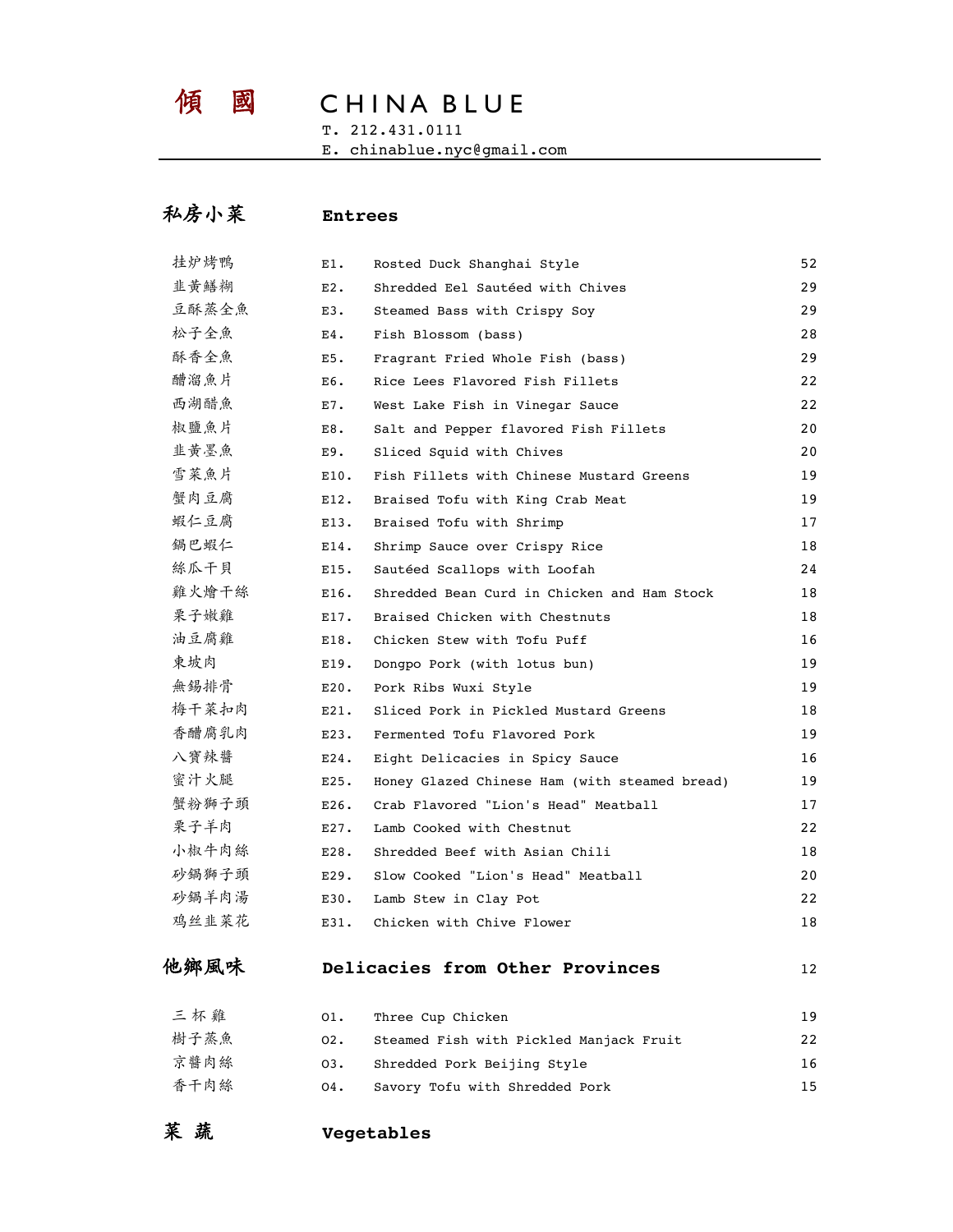# 傾 國 CHINA BLUE

T. 212.431.0111
E. chinablue.nyc@gmail.com

## 私房小菜 Entrees

| | | | |
|---|---|---|---|
| 挂炉烤鸭 | E1. | Rosted Duck Shanghai Style | 52 |
| 韭黃鱔糊 | E2. | Shredded Eel Sautéed with Chives | 29 |
| 豆酥蒸全魚 | E3. | Steamed Bass with Crispy Soy | 29 |
| 松子全魚 | E4. | Fish Blossom (bass) | 28 |
| 酥香全魚 | E5. | Fragrant Fried Whole Fish (bass) | 29 |
| 醩溜魚片 | E6. | Rice Lees Flavored Fish Fillets | 22 |
| 西湖醋魚 | E7. | West Lake Fish in Vinegar Sauce | 22 |
| 椒鹽魚片 | E8. | Salt and Pepper flavored Fish Fillets | 20 |
| 韭黃墨魚 | E9. | Sliced Squid with Chives | 20 |
| 雪菜魚片 | E10. | Fish Fillets with Chinese Mustard Greens | 19 |
| 蟹肉豆腐 | E12. | Braised Tofu with King Crab Meat | 19 |
| 蝦仁豆腐 | E13. | Braised Tofu with Shrimp | 17 |
| 鍋巴蝦仁 | E14. | Shrimp Sauce over Crispy Rice | 18 |
| 絲瓜干貝 | E15. | Sautéed Scallops with Loofah | 24 |
| 雞火燴干絲 | E16. | Shredded Bean Curd in Chicken and Ham Stock | 18 |
| 栗子嫩雞 | E17. | Braised Chicken with Chestnuts | 18 |
| 油豆腐雞 | E18. | Chicken Stew with Tofu Puff | 16 |
| 東坡肉 | E19. | Dongpo Pork (with lotus bun) | 19 |
| 無錫排骨 | E20. | Pork Ribs Wuxi Style | 19 |
| 梅干菜扣肉 | E21. | Sliced Pork in Pickled Mustard Greens | 18 |
| 香醋腐乳肉 | E23. | Fermented Tofu Flavored Pork | 19 |
| 八寶辣醬 | E24. | Eight Delicacies in Spicy Sauce | 16 |
| 蜜汁火腿 | E25. | Honey Glazed Chinese Ham (with steamed bread) | 19 |
| 蟹粉獅子頭 | E26. | Crab Flavored "Lion's Head" Meatball | 17 |
| 栗子羊肉 | E27. | Lamb Cooked with Chestnut | 22 |
| 小椒牛肉絲 | E28. | Shredded Beef with Asian Chili | 18 |
| 砂鍋獅子頭 | E29. | Slow Cooked "Lion's Head" Meatball | 20 |
| 砂鍋羊肉湯 | E30. | Lamb Stew in Clay Pot | 22 |
| 鸡丝韭菜花 | E31. | Chicken with Chive Flower | 18 |

## 他鄉風味 Delicacies from Other Provinces 12

| | | | |
|---|---|---|---|
| 三 杯 雞 | O1. | Three Cup Chicken | 19 |
| 樹子蒸魚 | O2. | Steamed Fish with Pickled Manjack Fruit | 22 |
| 京醬肉絲 | O3. | Shredded Pork Beijing Style | 16 |
| 香干肉絲 | O4. | Savory Tofu with Shredded Pork | 15 |

## 菜 蔬 Vegetables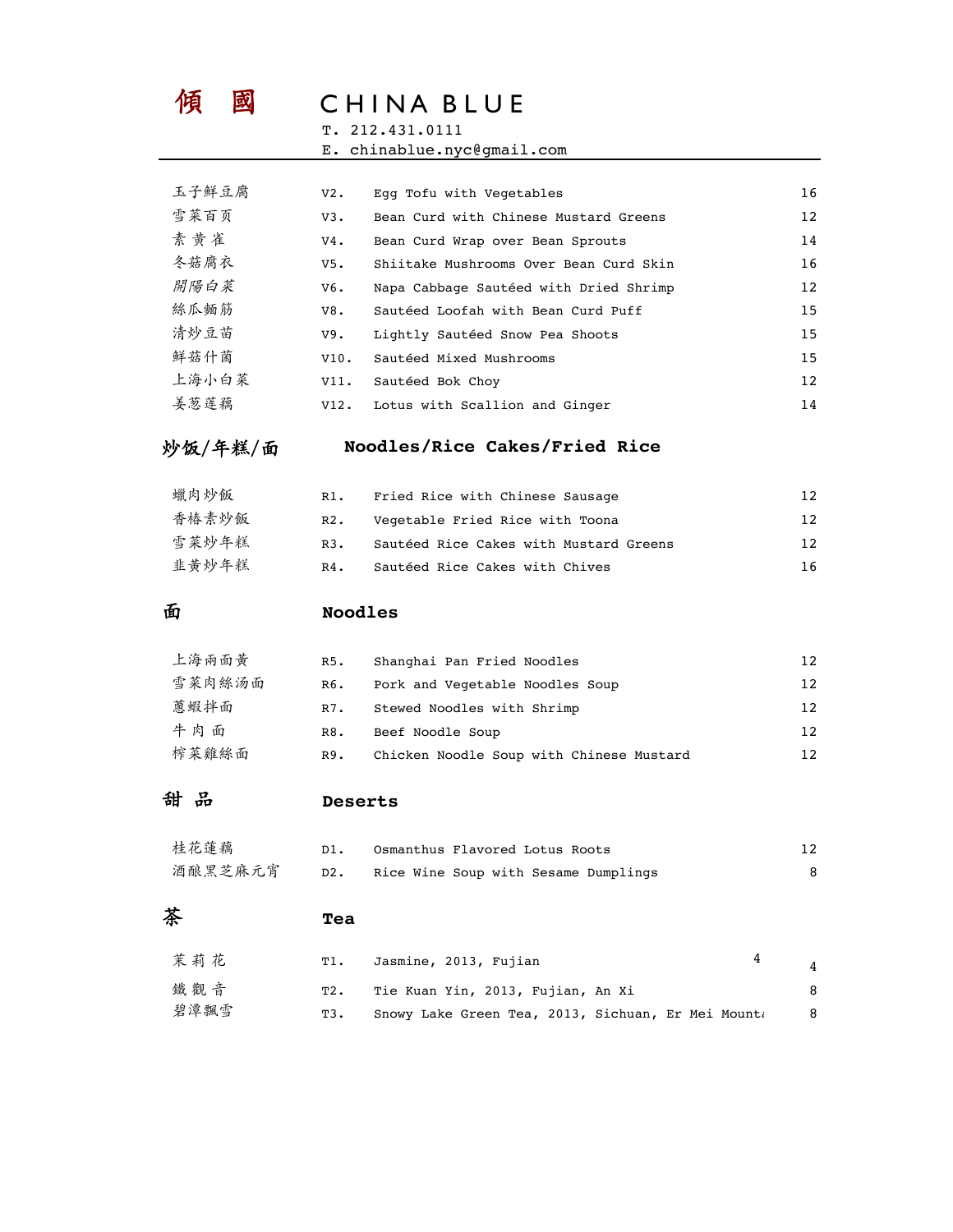# 傾 國 CHINA BLUE

T. 212.431.0111
E. chinablue.nyc@gmail.com

| | | | |
|---|---|---|---|
| 玉子鮮豆腐 | V2. | Egg Tofu with Vegetables | 16 |
| 雪菜百页 | V3. | Bean Curd with Chinese Mustard Greens | 12 |
| 素 黄 雀 | V4. | Bean Curd Wrap over Bean Sprouts | 14 |
| 冬菇腐衣 | V5. | Shiitake Mushrooms Over Bean Curd Skin | 16 |
| *開陽白菜* | V6. | Napa Cabbage Sautéed with Dried Shrimp | 12 |
| 絲瓜麵筋 | V8. | Sautéed Loofah with Bean Curd Puff | 15 |
| 清炒豆苗 | V9. | Lightly Sautéed Snow Pea Shoots | 15 |
| 鮮菇什菌 | V10. | Sautéed Mixed Mushrooms | 15 |
| 上海小白菜 | V11. | Sautéed Bok Choy | 12 |
| 姜葱莲藕 | V12. | Lotus with Scallion and Ginger | 14 |

## 炒饭/年糕/面 Noodles/Rice Cakes/Fried Rice

| | | | |
|---|---|---|---|
| 蠟肉炒飯 | R1. | Fried Rice with Chinese Sausage | 12 |
| 香椿素炒飯 | R2. | Vegetable Fried Rice with Toona | 12 |
| 雪菜炒年糕 | R3. | Sautéed Rice Cakes with Mustard Greens | 12 |
| 韭黄炒年糕 | R4. | Sautéed Rice Cakes with Chives | 16 |

## 面 Noodles

| | | | |
|---|---|---|---|
| 上海兩面黄 | R5. | Shanghai Pan Fried Noodles | 12 |
| 雪菜肉絲汤面 | R6. | Pork and Vegetable Noodles Soup | 12 |
| 蔥蝦拌面 | R7. | Stewed Noodles with Shrimp | 12 |
| 牛 肉 面 | R8. | Beef Noodle Soup | 12 |
| 榨菜雞絲面 | R9. | Chicken Noodle Soup with Chinese Mustard | 12 |

## 甜 品 Deserts

| | | | |
|---|---|---|---|
| 桂花蓮藕 | D1. | Osmanthus Flavored Lotus Roots | 12 |
| 酒釀黑芝麻元宵 | D2. | Rice Wine Soup with Sesame Dumplings | 8 |

## 茶 Tea

| | | | | |
|---|---|---|---|---|
| 茉 莉 花 | T1. | Jasmine, 2013, Fujian | 4 | 4 |
| 鐵 觀 音 | T2. | Tie Kuan Yin, 2013, Fujian, An Xi | | 8 |
| 碧潭飄雪 | T3. | Snowy Lake Green Tea, 2013, Sichuan, Er Mei Mount | | 8 |